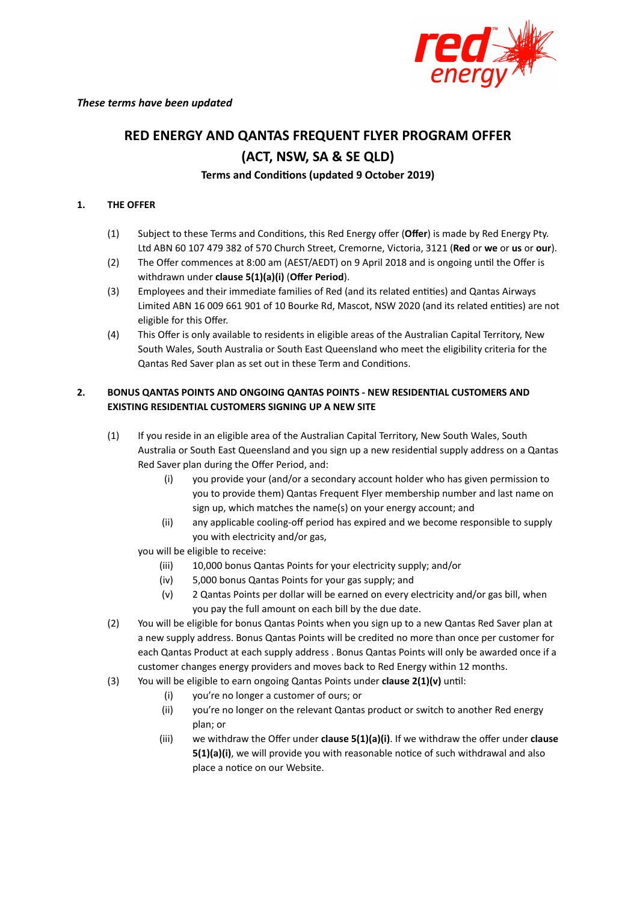*These terms have been updated*

# RED ENERGY AND QANTAS FREQUENT FLYER PROGRAM OFFER (ACT, NSW, SA & SE QLD)

**Terms and Conditions (updated 9 October 2019)**

## 1. THE OFFER

(1) Subject to these Terms and Conditions, this Red Energy offer (**Offer**) is made by Red Energy Pty. Ltd ABN 60 107 479 382 of 570 Church Street, Cremorne, Victoria, 3121 (**Red** or **we** or **us** or **our**).

(2) The Offer commences at 8:00 am (AEST/AEDT) on 9 April 2018 and is ongoing until the Offer is withdrawn under **clause 5(1)(a)(i)** (**Offer Period**).

(3) Employees and their immediate families of Red (and its related entities) and Qantas Airways Limited ABN 16 009 661 901 of 10 Bourke Rd, Mascot, NSW 2020 (and its related entities) are not eligible for this Offer.

(4) This Offer is only available to residents in eligible areas of the Australian Capital Territory, New South Wales, South Australia or South East Queensland who meet the eligibility criteria for the Qantas Red Saver plan as set out in these Term and Conditions.

## 2. BONUS QANTAS POINTS AND ONGOING QANTAS POINTS - NEW RESIDENTIAL CUSTOMERS AND EXISTING RESIDENTIAL CUSTOMERS SIGNING UP A NEW SITE

(1) If you reside in an eligible area of the Australian Capital Territory, New South Wales, South Australia or South East Queensland and you sign up a new residential supply address on a Qantas Red Saver plan during the Offer Period, and:

   (i) you provide your (and/or a secondary account holder who has given permission to you to provide them) Qantas Frequent Flyer membership number and last name on sign up, which matches the name(s) on your energy account; and

   (ii) any applicable cooling-off period has expired and we become responsible to supply you with electricity and/or gas,

   you will be eligible to receive:

   (iii) 10,000 bonus Qantas Points for your electricity supply; and/or

   (iv) 5,000 bonus Qantas Points for your gas supply; and

   (v) 2 Qantas Points per dollar will be earned on every electricity and/or gas bill, when you pay the full amount on each bill by the due date.

(2) You will be eligible for bonus Qantas Points when you sign up to a new Qantas Red Saver plan at a new supply address. Bonus Qantas Points will be credited no more than once per customer for each Qantas Product at each supply address . Bonus Qantas Points will only be awarded once if a customer changes energy providers and moves back to Red Energy within 12 months.

(3) You will be eligible to earn ongoing Qantas Points under **clause 2(1)(v)** until:

   (i) you're no longer a customer of ours; or

   (ii) you're no longer on the relevant Qantas product or switch to another Red energy plan; or

   (iii) we withdraw the Offer under **clause 5(1)(a)(i)**. If we withdraw the offer under **clause 5(1)(a)(i)**, we will provide you with reasonable notice of such withdrawal and also place a notice on our Website.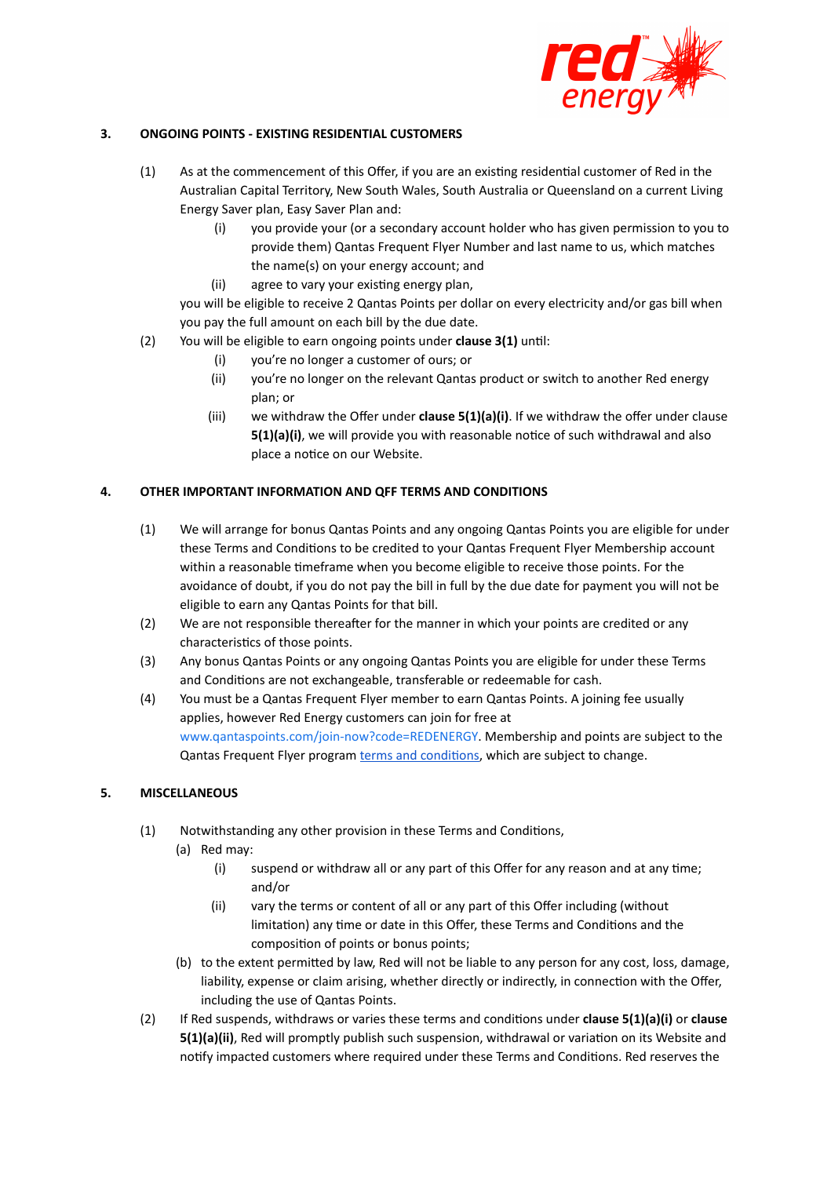## 3. ONGOING POINTS - EXISTING RESIDENTIAL CUSTOMERS

(1) As at the commencement of this Offer, if you are an existing residential customer of Red in the Australian Capital Territory, New South Wales, South Australia or Queensland on a current Living Energy Saver plan, Easy Saver Plan and:

- (i) you provide your (or a secondary account holder who has given permission to you to provide them) Qantas Frequent Flyer Number and last name to us, which matches the name(s) on your energy account; and
- (ii) agree to vary your existing energy plan,

you will be eligible to receive 2 Qantas Points per dollar on every electricity and/or gas bill when you pay the full amount on each bill by the due date.

(2) You will be eligible to earn ongoing points under **clause 3(1)** until:

- (i) you're no longer a customer of ours; or
- (ii) you're no longer on the relevant Qantas product or switch to another Red energy plan; or
- (iii) we withdraw the Offer under **clause 5(1)(a)(i)**. If we withdraw the offer under clause **5(1)(a)(i)**, we will provide you with reasonable notice of such withdrawal and also place a notice on our Website.

## 4. OTHER IMPORTANT INFORMATION AND QFF TERMS AND CONDITIONS

(1) We will arrange for bonus Qantas Points and any ongoing Qantas Points you are eligible for under these Terms and Conditions to be credited to your Qantas Frequent Flyer Membership account within a reasonable timeframe when you become eligible to receive those points. For the avoidance of doubt, if you do not pay the bill in full by the due date for payment you will not be eligible to earn any Qantas Points for that bill.

(2) We are not responsible thereafter for the manner in which your points are credited or any characteristics of those points.

(3) Any bonus Qantas Points or any ongoing Qantas Points you are eligible for under these Terms and Conditions are not exchangeable, transferable or redeemable for cash.

(4) You must be a Qantas Frequent Flyer member to earn Qantas Points. A joining fee usually applies, however Red Energy customers can join for free at www.qantaspoints.com/join-now?code=REDENERGY. Membership and points are subject to the Qantas Frequent Flyer program terms and conditions, which are subject to change.

## 5. MISCELLANEOUS

(1) Notwithstanding any other provision in these Terms and Conditions,

- (a) Red may:
  - (i) suspend or withdraw all or any part of this Offer for any reason and at any time; and/or
  - (ii) vary the terms or content of all or any part of this Offer including (without limitation) any time or date in this Offer, these Terms and Conditions and the composition of points or bonus points;
- (b) to the extent permitted by law, Red will not be liable to any person for any cost, loss, damage, liability, expense or claim arising, whether directly or indirectly, in connection with the Offer, including the use of Qantas Points.

(2) If Red suspends, withdraws or varies these terms and conditions under **clause 5(1)(a)(i)** or **clause 5(1)(a)(ii)**, Red will promptly publish such suspension, withdrawal or variation on its Website and notify impacted customers where required under these Terms and Conditions. Red reserves the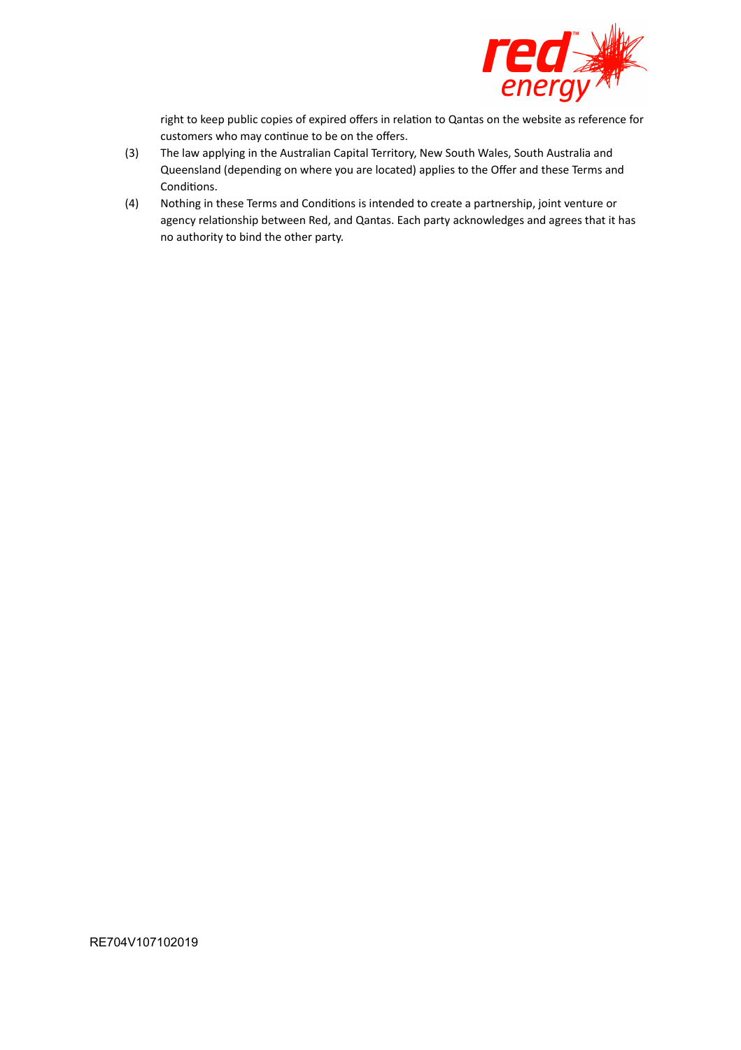right to keep public copies of expired offers in relation to Qantas on the website as reference for customers who may continue to be on the offers.

(3) The law applying in the Australian Capital Territory, New South Wales, South Australia and Queensland (depending on where you are located) applies to the Offer and these Terms and Conditions.

(4) Nothing in these Terms and Conditions is intended to create a partnership, joint venture or agency relationship between Red, and Qantas. Each party acknowledges and agrees that it has no authority to bind the other party.

RE704V107102019